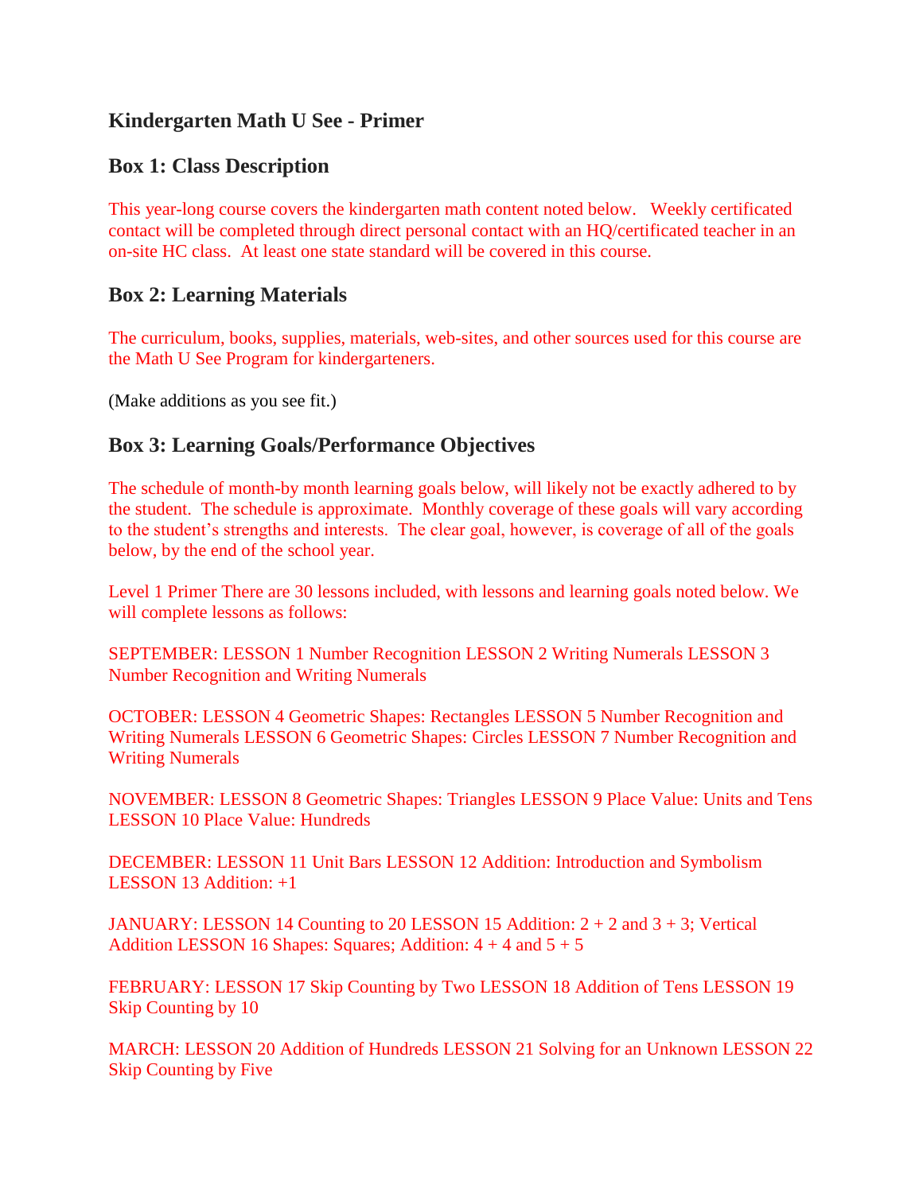# Kindergarten Math U See - Primer

## Box 1: Class Description

This year-long course covers the kindergarten math content noted below. Weekly certificated contact will be completed through direct personal contact with an HQ/certificated teacher in an on-site HC class. At least one state standard will be covered in this course.

## Box 2: Learning Materials

The curriculum, books, supplies, materials, web-sites, and other sources used for this course are the Math U See Program for kindergarteners.

(Make additions as you see fit.)

## Box 3: Learning Goals/Performance Objectives

The schedule of month-by month learning goals below, will likely not be exactly adhered to by the student. The schedule is approximate. Monthly coverage of these goals will vary according to the student's strengths and interests. The clear goal, however, is coverage of all of the goals below, by the end of the school year.

Level 1 Primer There are 30 lessons included, with lessons and learning goals noted below. We will complete lessons as follows:

SEPTEMBER: LESSON 1 Number Recognition LESSON 2 Writing Numerals LESSON 3 Number Recognition and Writing Numerals

OCTOBER: LESSON 4 Geometric Shapes: Rectangles LESSON 5 Number Recognition and Writing Numerals LESSON 6 Geometric Shapes: Circles LESSON 7 Number Recognition and Writing Numerals

NOVEMBER: LESSON 8 Geometric Shapes: Triangles LESSON 9 Place Value: Units and Tens LESSON 10 Place Value: Hundreds

DECEMBER: LESSON 11 Unit Bars LESSON 12 Addition: Introduction and Symbolism LESSON 13 Addition: +1

JANUARY: LESSON 14 Counting to 20 LESSON 15 Addition: 2 + 2 and 3 + 3; Vertical Addition LESSON 16 Shapes: Squares; Addition: 4 + 4 and 5 + 5

FEBRUARY: LESSON 17 Skip Counting by Two LESSON 18 Addition of Tens LESSON 19 Skip Counting by 10

MARCH: LESSON 20 Addition of Hundreds LESSON 21 Solving for an Unknown LESSON 22 Skip Counting by Five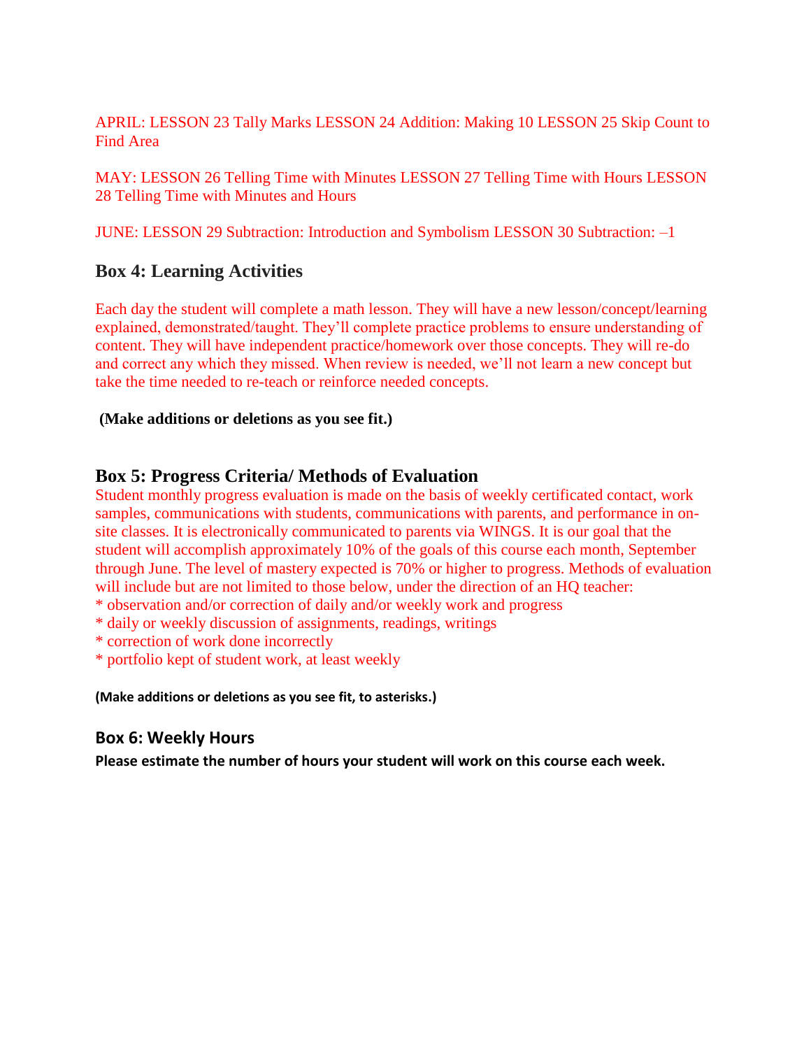APRIL: LESSON 23 Tally Marks LESSON 24 Addition: Making 10 LESSON 25 Skip Count to Find Area

MAY: LESSON 26 Telling Time with Minutes LESSON 27 Telling Time with Hours LESSON 28 Telling Time with Minutes and Hours

JUNE: LESSON 29 Subtraction: Introduction and Symbolism LESSON 30 Subtraction: –1

## Box 4: Learning Activities

Each day the student will complete a math lesson. They will have a new lesson/concept/learning explained, demonstrated/taught. They'll complete practice problems to ensure understanding of content. They will have independent practice/homework over those concepts. They will re-do and correct any which they missed. When review is needed, we'll not learn a new concept but take the time needed to re-teach or reinforce needed concepts.

**(Make additions or deletions as you see fit.)**

## Box 5: Progress Criteria/ Methods of Evaluation

Student monthly progress evaluation is made on the basis of weekly certificated contact, work samples, communications with students, communications with parents, and performance in on-site classes. It is electronically communicated to parents via WINGS. It is our goal that the student will accomplish approximately 10% of the goals of this course each month, September through June. The level of mastery expected is 70% or higher to progress. Methods of evaluation will include but are not limited to those below, under the direction of an HQ teacher:

* observation and/or correction of daily and/or weekly work and progress
* daily or weekly discussion of assignments, readings, writings
* correction of work done incorrectly
* portfolio kept of student work, at least weekly

**(Make additions or deletions as you see fit, to asterisks.)**

## Box 6: Weekly Hours

**Please estimate the number of hours your student will work on this course each week.**